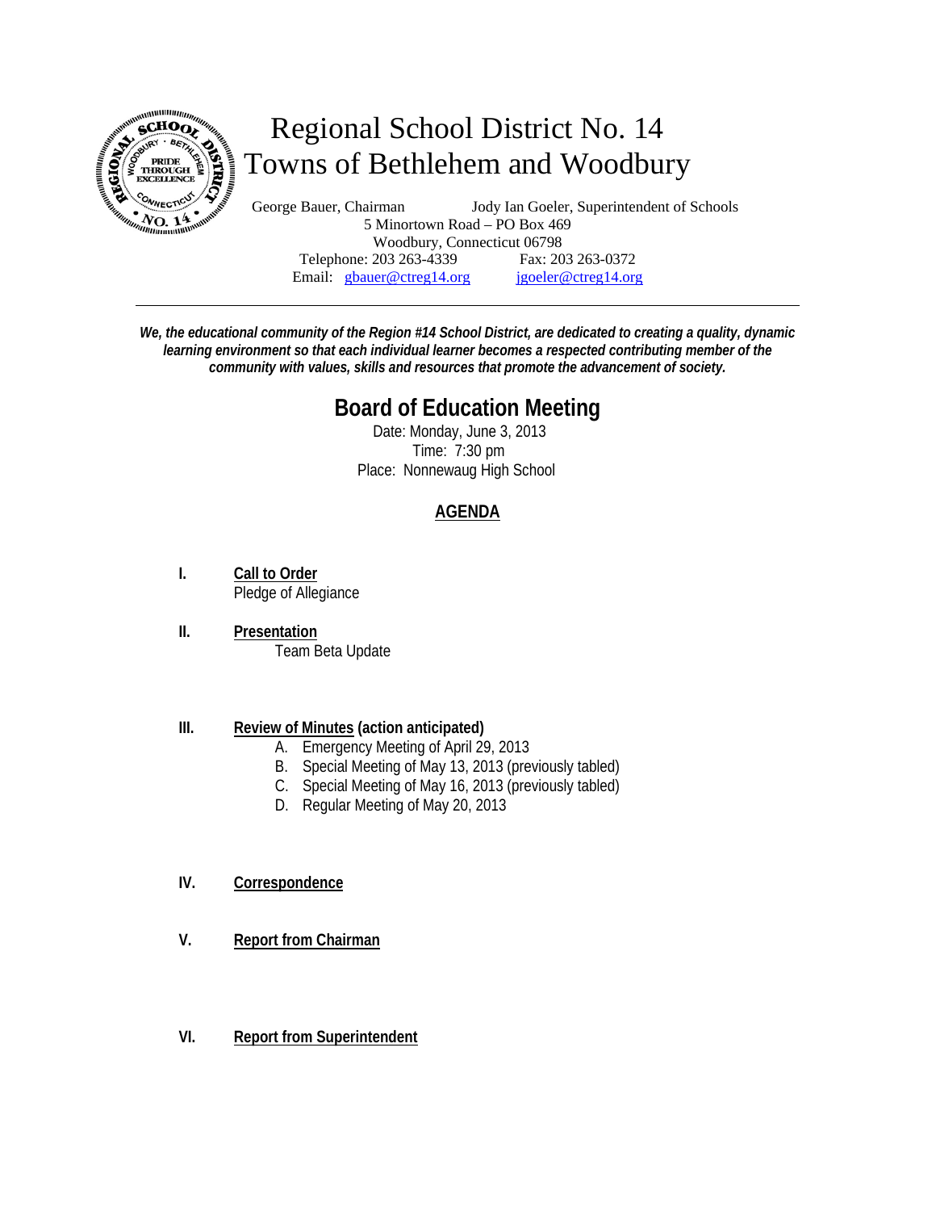# Regional School District No. 14
# Towns of Bethlehem and Woodbury

George Bauer, Chairman Jody Ian Goeler, Superintendent of Schools
5 Minortown Road – PO Box 469
Woodbury, Connecticut 06798
Telephone: 203 263-4339 Fax: 203 263-0372
Email: gbauer@ctreg14.org jgoeler@ctreg14.org

---

***We, the educational community of the Region #14 School District, are dedicated to creating a quality, dynamic learning environment so that each individual learner becomes a respected contributing member of the community with values, skills and resources that promote the advancement of society.***

## Board of Education Meeting

Date: Monday, June 3, 2013
Time: 7:30 pm
Place: Nonnewaug High School

### AGENDA

**I. Call to Order**
Pledge of Allegiance

**II. Presentation**
Team Beta Update

**III. Review of Minutes (action anticipated)**
A. Emergency Meeting of April 29, 2013
B. Special Meeting of May 13, 2013 (previously tabled)
C. Special Meeting of May 16, 2013 (previously tabled)
D. Regular Meeting of May 20, 2013

**IV. Correspondence**

**V. Report from Chairman**

**VI. Report from Superintendent**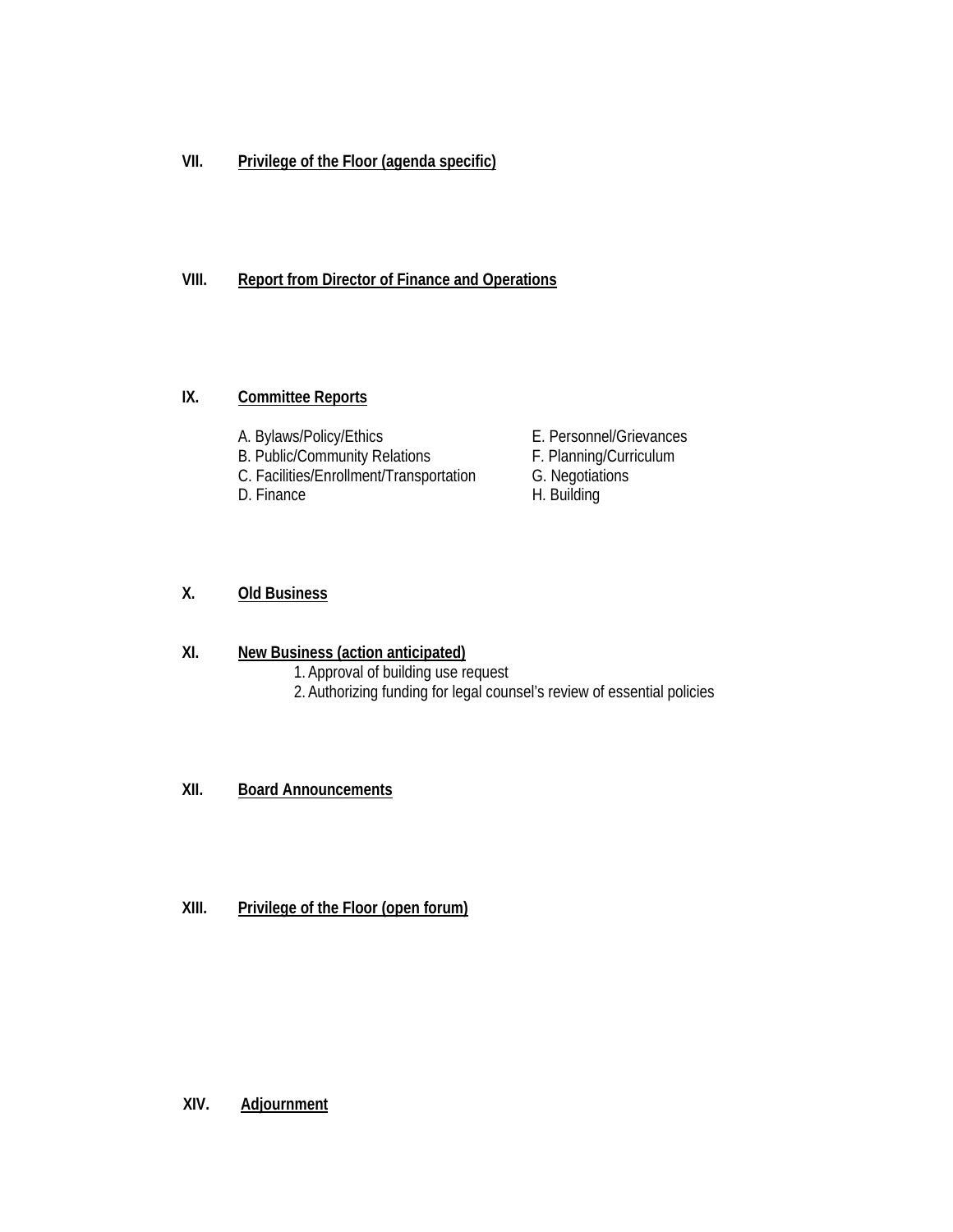## VII. Privilege of the Floor (agenda specific)

## VIII. Report from Director of Finance and Operations

## IX. Committee Reports

A. Bylaws/Policy/Ethics
B. Public/Community Relations
C. Facilities/Enrollment/Transportation
D. Finance
E. Personnel/Grievances
F. Planning/Curriculum
G. Negotiations
H. Building

## X. Old Business

## XI. New Business (action anticipated)

1. Approval of building use request
2. Authorizing funding for legal counsel's review of essential policies

## XII. Board Announcements

## XIII. Privilege of the Floor (open forum)

## XIV. Adjournment